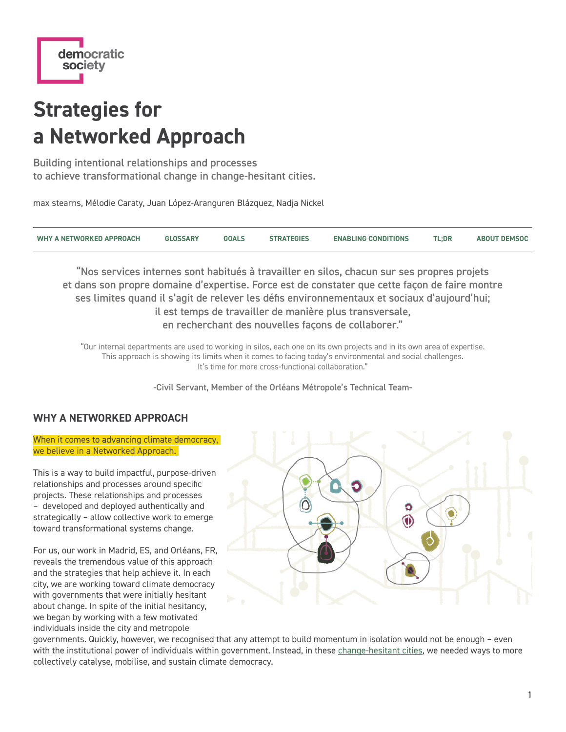democratic society

# Strategies for a Networked Approach

Building intentional relationships and processes
to achieve transformational change in change-hesitant cities.

max stearns, Mélodie Caraty, Juan López-Aranguren Blázquez, Nadja Nickel

WHY A NETWORKED APPROACH | GLOSSARY | GOALS | STRATEGIES | ENABLING CONDITIONS | TL;DR | ABOUT DEMSOC

“Nos services internes sont habitués à travailler en silos, chacun sur ses propres projets et dans son propre domaine d’expertise. Force est de constater que cette façon de faire montre ses limites quand il s’agit de relever les défis environnementaux et sociaux d’aujourd’hui; il est temps de travailler de manière plus transversale, en recherchant des nouvelles façons de collaborer.”

“Our internal departments are used to working in silos, each one on its own projects and in its own area of expertise. This approach is showing its limits when it comes to facing today’s environmental and social challenges. It's time for more cross-functional collaboration.”

-Civil Servant, Member of the Orléans Métropole’s Technical Team-

## WHY A NETWORKED APPROACH

When it comes to advancing climate democracy, we believe in a Networked Approach.

This is a way to build impactful, purpose-driven relationships and processes around specific projects. These relationships and processes – developed and deployed authentically and strategically – allow collective work to emerge toward transformational systems change.

For us, our work in Madrid, ES, and Orléans, FR, reveals the tremendous value of this approach and the strategies that help achieve it. In each city, we are working toward climate democracy with governments that were initially hesitant about change. In spite of the initial hesitancy, we began by working with a few motivated individuals inside the city and metropole governments. Quickly, however, we recognised that any attempt to build momentum in isolation would not be enough – even with the institutional power of individuals within government. Instead, in these change-hesitant cities, we needed ways to more collectively catalyse, mobilise, and sustain climate democracy.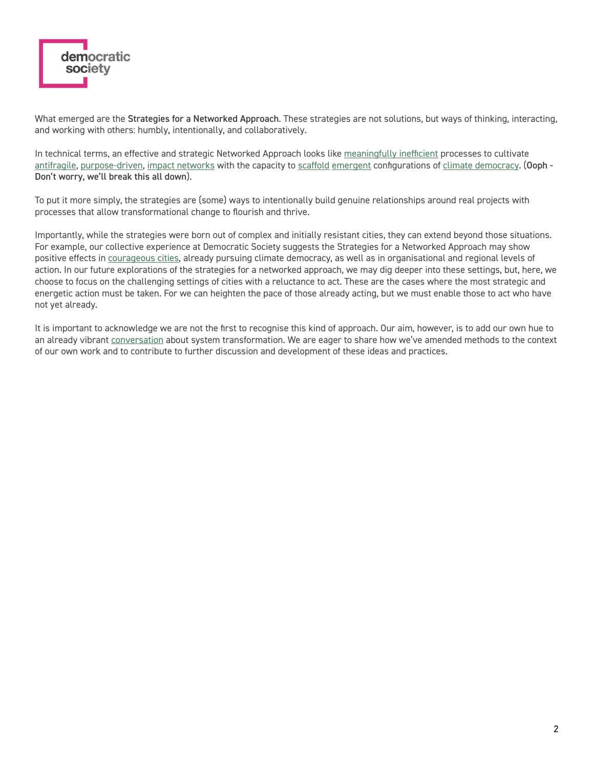What emerged are the **Strategies for a Networked Approach**. These strategies are not solutions, but ways of thinking, interacting, and working with others: humbly, intentionally, and collaboratively.

In technical terms, an effective and strategic Networked Approach looks like meaningfully inefficient processes to cultivate antifragile, purpose-driven, impact networks with the capacity to scaffold emergent configurations of climate democracy. (**Ooph - Don't worry, we'll break this all down**).

To put it more simply, the strategies are (some) ways to intentionally build genuine relationships around real projects with processes that allow transformational change to flourish and thrive.

Importantly, while the strategies were born out of complex and initially resistant cities, they can extend beyond those situations. For example, our collective experience at Democratic Society suggests the Strategies for a Networked Approach may show positive effects in courageous cities, already pursuing climate democracy, as well as in organisational and regional levels of action. In our future explorations of the strategies for a networked approach, we may dig deeper into these settings, but, here, we choose to focus on the challenging settings of cities with a reluctance to act. These are the cases where the most strategic and energetic action must be taken. For we can heighten the pace of those already acting, but we must enable those to act who have not yet already.

It is important to acknowledge we are not the first to recognise this kind of approach. Our aim, however, is to add our own hue to an already vibrant conversation about system transformation. We are eager to share how we've amended methods to the context of our own work and to contribute to further discussion and development of these ideas and practices.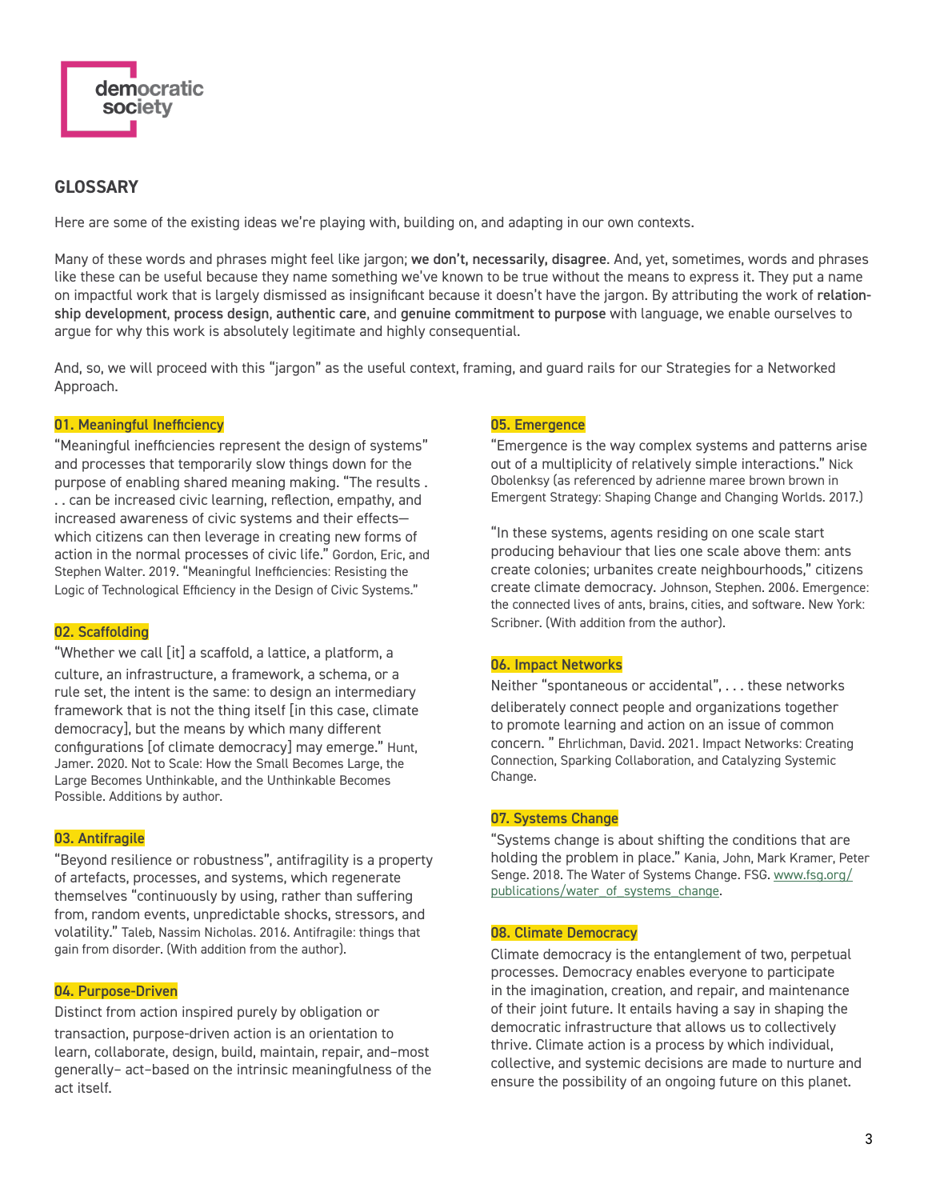## GLOSSARY

Here are some of the existing ideas we're playing with, building on, and adapting in our own contexts.

Many of these words and phrases might feel like jargon; **we don't, necessarily, disagree**. And, yet, sometimes, words and phrases like these can be useful because they name something we've known to be true without the means to express it. They put a name on impactful work that is largely dismissed as insignificant because it doesn't have the jargon. By attributing the work of **relationship development**, **process design**, **authentic care**, and **genuine commitment to purpose** with language, we enable ourselves to argue for why this work is absolutely legitimate and highly consequential.

And, so, we will proceed with this "jargon" as the useful context, framing, and guard rails for our Strategies for a Networked Approach.

### 01. Meaningful Inefficiency

"Meaningful inefficiencies represent the design of systems" and processes that temporarily slow things down for the purpose of enabling shared meaning making. "The results . . . can be increased civic learning, reflection, empathy, and increased awareness of civic systems and their effects—which citizens can then leverage in creating new forms of action in the normal processes of civic life." Gordon, Eric, and Stephen Walter. 2019. "Meaningful Inefficiencies: Resisting the Logic of Technological Efficiency in the Design of Civic Systems."

### 02. Scaffolding

"Whether we call [it] a scaffold, a lattice, a platform, a culture, an infrastructure, a framework, a schema, or a rule set, the intent is the same: to design an intermediary framework that is not the thing itself [in this case, climate democracy], but the means by which many different configurations [of climate democracy] may emerge." Hunt, Jamer. 2020. Not to Scale: How the Small Becomes Large, the Large Becomes Unthinkable, and the Unthinkable Becomes Possible. Additions by author.

### 03. Antifragile

"Beyond resilience or robustness", antifragility is a property of artefacts, processes, and systems, which regenerate themselves "continuously by using, rather than suffering from, random events, unpredictable shocks, stressors, and volatility." Taleb, Nassim Nicholas. 2016. Antifragile: things that gain from disorder. (With addition from the author).

### 04. Purpose-Driven

Distinct from action inspired purely by obligation or transaction, purpose-driven action is an orientation to learn, collaborate, design, build, maintain, repair, and–most generally– act–based on the intrinsic meaningfulness of the act itself.

### 05. Emergence

"Emergence is the way complex systems and patterns arise out of a multiplicity of relatively simple interactions." Nick Obolenksy (as referenced by adrienne maree brown brown in Emergent Strategy: Shaping Change and Changing Worlds. 2017.)

"In these systems, agents residing on one scale start producing behaviour that lies one scale above them: ants create colonies; urbanites create neighbourhoods," citizens create climate democracy. Johnson, Stephen. 2006. Emergence: the connected lives of ants, brains, cities, and software. New York: Scribner. (With addition from the author).

### 06. Impact Networks

Neither "spontaneous or accidental", . . . these networks deliberately connect people and organizations together to promote learning and action on an issue of common concern. " Ehrlichman, David. 2021. Impact Networks: Creating Connection, Sparking Collaboration, and Catalyzing Systemic Change.

### 07. Systems Change

"Systems change is about shifting the conditions that are holding the problem in place." Kania, John, Mark Kramer, Peter Senge. 2018. The Water of Systems Change. FSG. [www.fsg.org/publications/water_of_systems_change](www.fsg.org/publications/water_of_systems_change).

### 08. Climate Democracy

Climate democracy is the entanglement of two, perpetual processes. Democracy enables everyone to participate in the imagination, creation, and repair, and maintenance of their joint future. It entails having a say in shaping the democratic infrastructure that allows us to collectively thrive. Climate action is a process by which individual, collective, and systemic decisions are made to nurture and ensure the possibility of an ongoing future on this planet.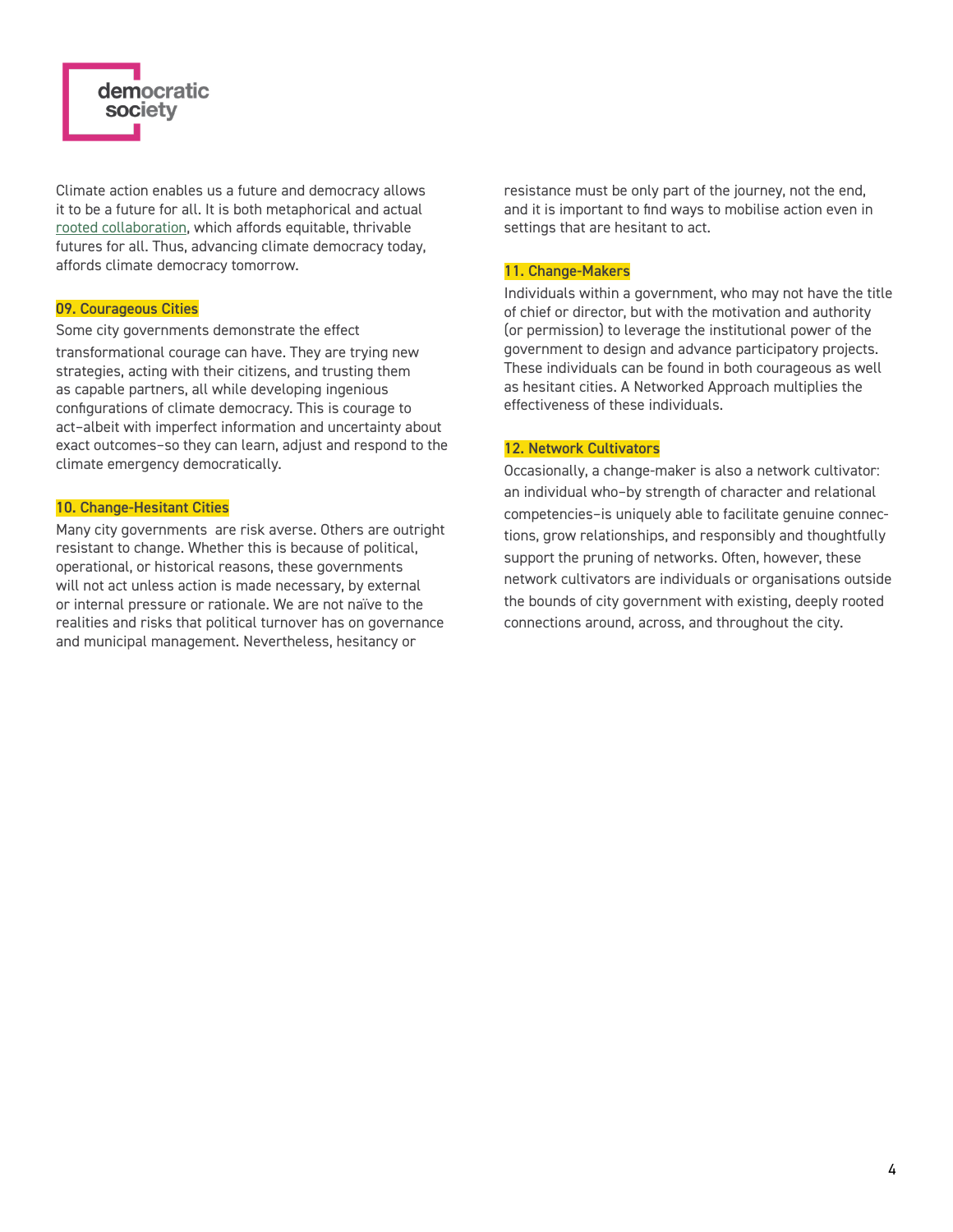Climate action enables us a future and democracy allows it to be a future for all. It is both metaphorical and actual rooted collaboration, which affords equitable, thrivable futures for all. Thus, advancing climate democracy today, affords climate democracy tomorrow.

### 09. Courageous Cities

Some city governments demonstrate the effect transformational courage can have. They are trying new strategies, acting with their citizens, and trusting them as capable partners, all while developing ingenious configurations of climate democracy. This is courage to act–albeit with imperfect information and uncertainty about exact outcomes–so they can learn, adjust and respond to the climate emergency democratically.

### 10. Change-Hesitant Cities

Many city governments are risk averse. Others are outright resistant to change. Whether this is because of political, operational, or historical reasons, these governments will not act unless action is made necessary, by external or internal pressure or rationale. We are not naïve to the realities and risks that political turnover has on governance and municipal management. Nevertheless, hesitancy or resistance must be only part of the journey, not the end, and it is important to find ways to mobilise action even in settings that are hesitant to act.

### 11. Change-Makers

Individuals within a government, who may not have the title of chief or director, but with the motivation and authority (or permission) to leverage the institutional power of the government to design and advance participatory projects. These individuals can be found in both courageous as well as hesitant cities. A Networked Approach multiplies the effectiveness of these individuals.

### 12. Network Cultivators

Occasionally, a change-maker is also a network cultivator: an individual who–by strength of character and relational competencies–is uniquely able to facilitate genuine connections, grow relationships, and responsibly and thoughtfully support the pruning of networks. Often, however, these network cultivators are individuals or organisations outside the bounds of city government with existing, deeply rooted connections around, across, and throughout the city.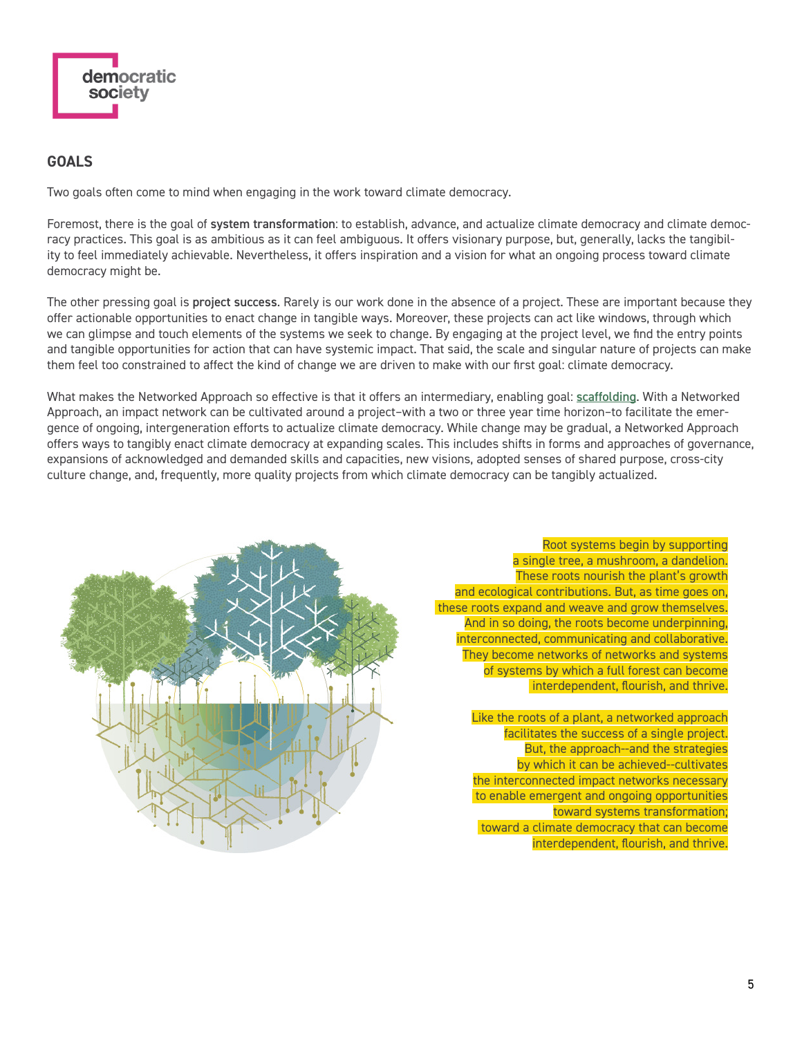## GOALS

Two goals often come to mind when engaging in the work toward climate democracy.

Foremost, there is the goal of **system transformation**: to establish, advance, and actualize climate democracy and climate democracy practices. This goal is as ambitious as it can feel ambiguous. It offers visionary purpose, but, generally, lacks the tangibility to feel immediately achievable. Nevertheless, it offers inspiration and a vision for what an ongoing process toward climate democracy might be.

The other pressing goal is **project success**. Rarely is our work done in the absence of a project. These are important because they offer actionable opportunities to enact change in tangible ways. Moreover, these projects can act like windows, through which we can glimpse and touch elements of the systems we seek to change. By engaging at the project level, we find the entry points and tangible opportunities for action that can have systemic impact. That said, the scale and singular nature of projects can make them feel too constrained to affect the kind of change we are driven to make with our first goal: climate democracy.

What makes the Networked Approach so effective is that it offers an intermediary, enabling goal: scaffolding. With a Networked Approach, an impact network can be cultivated around a project–with a two or three year time horizon–to facilitate the emergence of ongoing, intergeneration efforts to actualize climate democracy. While change may be gradual, a Networked Approach offers ways to tangibly enact climate democracy at expanding scales. This includes shifts in forms and approaches of governance, expansions of acknowledged and demanded skills and capacities, new visions, adopted senses of shared purpose, cross-city culture change, and, frequently, more quality projects from which climate democracy can be tangibly actualized.

Root systems begin by supporting a single tree, a mushroom, a dandelion. These roots nourish the plant's growth and ecological contributions. But, as time goes on, these roots expand and weave and grow themselves. And in so doing, the roots become underpinning, interconnected, communicating and collaborative. They become networks of networks and systems of systems by which a full forest can become interdependent, flourish, and thrive.

Like the roots of a plant, a networked approach facilitates the success of a single project. But, the approach--and the strategies by which it can be achieved--cultivates the interconnected impact networks necessary to enable emergent and ongoing opportunities toward systems transformation; toward a climate democracy that can become interdependent, flourish, and thrive.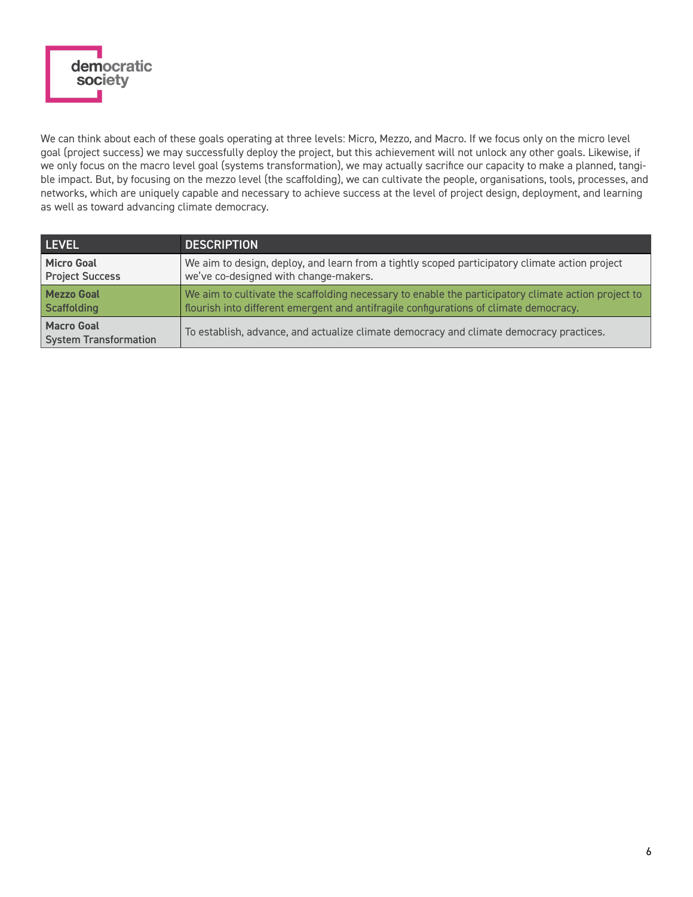We can think about each of these goals operating at three levels: Micro, Mezzo, and Macro. If we focus only on the micro level goal (project success) we may successfully deploy the project, but this achievement will not unlock any other goals. Likewise, if we only focus on the macro level goal (systems transformation), we may actually sacrifice our capacity to make a planned, tangible impact. But, by focusing on the mezzo level (the scaffolding), we can cultivate the people, organisations, tools, processes, and networks, which are uniquely capable and necessary to achieve success at the level of project design, deployment, and learning as well as toward advancing climate democracy.

| LEVEL | DESCRIPTION |
| --- | --- |
| **Micro Goal** **Project Success** | We aim to design, deploy, and learn from a tightly scoped participatory climate action project we've co-designed with change-makers. |
| **Mezzo Goal** **Scaffolding** | We aim to cultivate the scaffolding necessary to enable the participatory climate action project to flourish into different emergent and antifragile configurations of climate democracy. |
| **Macro Goal** **System Transformation** | To establish, advance, and actualize climate democracy and climate democracy practices. |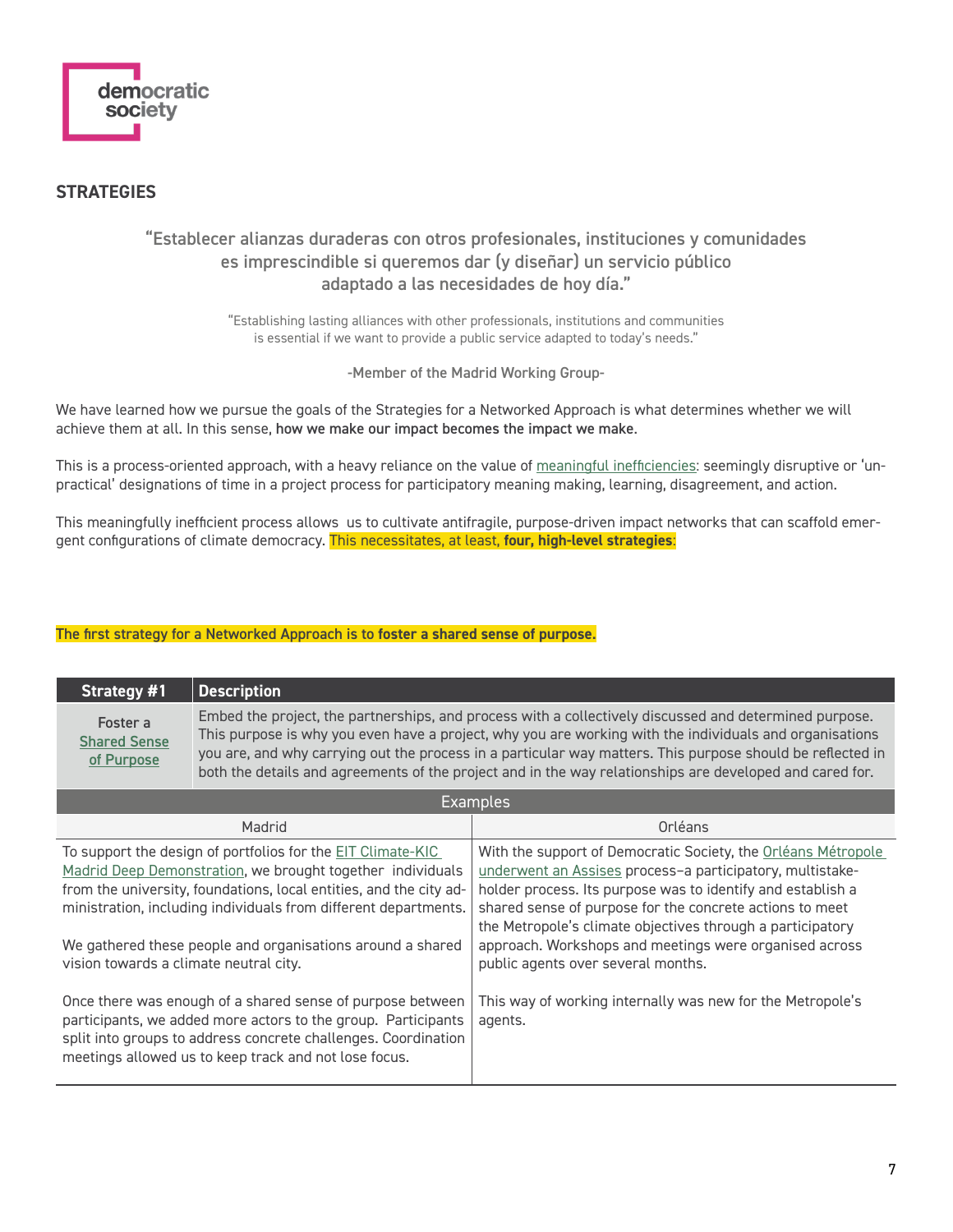## STRATEGIES

> "Establecer alianzas duraderas con otros profesionales, instituciones y comunidades es imprescindible si queremos dar (y diseñar) un servicio público adaptado a las necesidades de hoy día."
>
> "Establishing lasting alliances with other professionals, institutions and communities is essential if we want to provide a public service adapted to today's needs."
>
> -Member of the Madrid Working Group-

We have learned how we pursue the goals of the Strategies for a Networked Approach is what determines whether we will achieve them at all. In this sense, **how we make our impact becomes the impact we make**.

This is a process-oriented approach, with a heavy reliance on the value of meaningful inefficiencies: seemingly disruptive or 'unpractical' designations of time in a project process for participatory meaning making, learning, disagreement, and action.

This meaningfully inefficient process allows us to cultivate antifragile, purpose-driven impact networks that can scaffold emergent configurations of climate democracy. This necessitates, at least, **four, high-level strategies**:

**The first strategy for a Networked Approach is to foster a shared sense of purpose.**

| Strategy #1 | Description |
|---|---|
| Foster a Shared Sense of Purpose | Embed the project, the partnerships, and process with a collectively discussed and determined purpose. This purpose is why you even have a project, why you are working with the individuals and organisations you are, and why carrying out the process in a particular way matters. This purpose should be reflected in both the details and agreements of the project and in the way relationships are developed and cared for. |

**Examples**

| Madrid | Orléans |
|---|---|
| To support the design of portfolios for the EIT Climate-KIC Madrid Deep Demonstration, we brought together individuals from the university, foundations, local entities, and the city administration, including individuals from different departments.<br><br>We gathered these people and organisations around a shared vision towards a climate neutral city.<br><br>Once there was enough of a shared sense of purpose between participants, we added more actors to the group. Participants split into groups to address concrete challenges. Coordination meetings allowed us to keep track and not lose focus. | With the support of Democratic Society, the Orléans Métropole underwent an Assises process–a participatory, multistakeholder process. Its purpose was to identify and establish a shared sense of purpose for the concrete actions to meet the Metropole's climate objectives through a participatory approach. Workshops and meetings were organised across public agents over several months.<br><br>This way of working internally was new for the Metropole's agents. |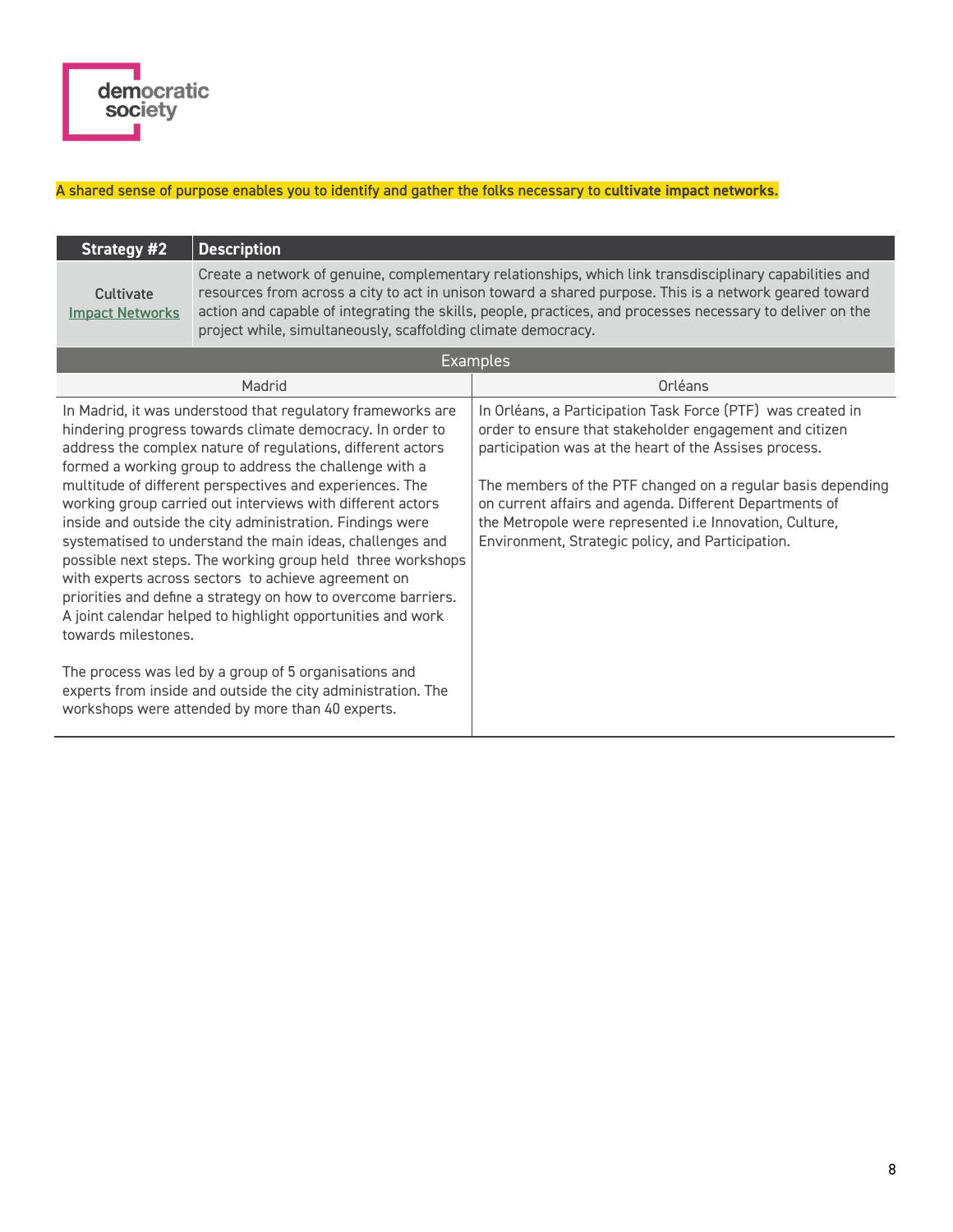**A shared sense of purpose enables you to identify and gather the folks necessary to cultivate impact networks.**

| Strategy #2 | Description |
| --- | --- |
| Cultivate Impact Networks | Create a network of genuine, complementary relationships, which link transdisciplinary capabilities and resources from across a city to act in unison toward a shared purpose. This is a network geared toward action and capable of integrating the skills, people, practices, and processes necessary to deliver on the project while, simultaneously, scaffolding climate democracy. |

**Examples**

| Madrid | Orléans |
| --- | --- |
| In Madrid, it was understood that regulatory frameworks are hindering progress towards climate democracy. In order to address the complex nature of regulations, different actors formed a working group to address the challenge with a multitude of different perspectives and experiences. The working group carried out interviews with different actors inside and outside the city administration. Findings were systematised to understand the main ideas, challenges and possible next steps. The working group held three workshops with experts across sectors to achieve agreement on priorities and define a strategy on how to overcome barriers. A joint calendar helped to highlight opportunities and work towards milestones.<br><br>The process was led by a group of 5 organisations and experts from inside and outside the city administration. The workshops were attended by more than 40 experts. | In Orléans, a Participation Task Force (PTF) was created in order to ensure that stakeholder engagement and citizen participation was at the heart of the Assises process.<br><br>The members of the PTF changed on a regular basis depending on current affairs and agenda. Different Departments of the Metropole were represented i.e Innovation, Culture, Environment, Strategic policy, and Participation. |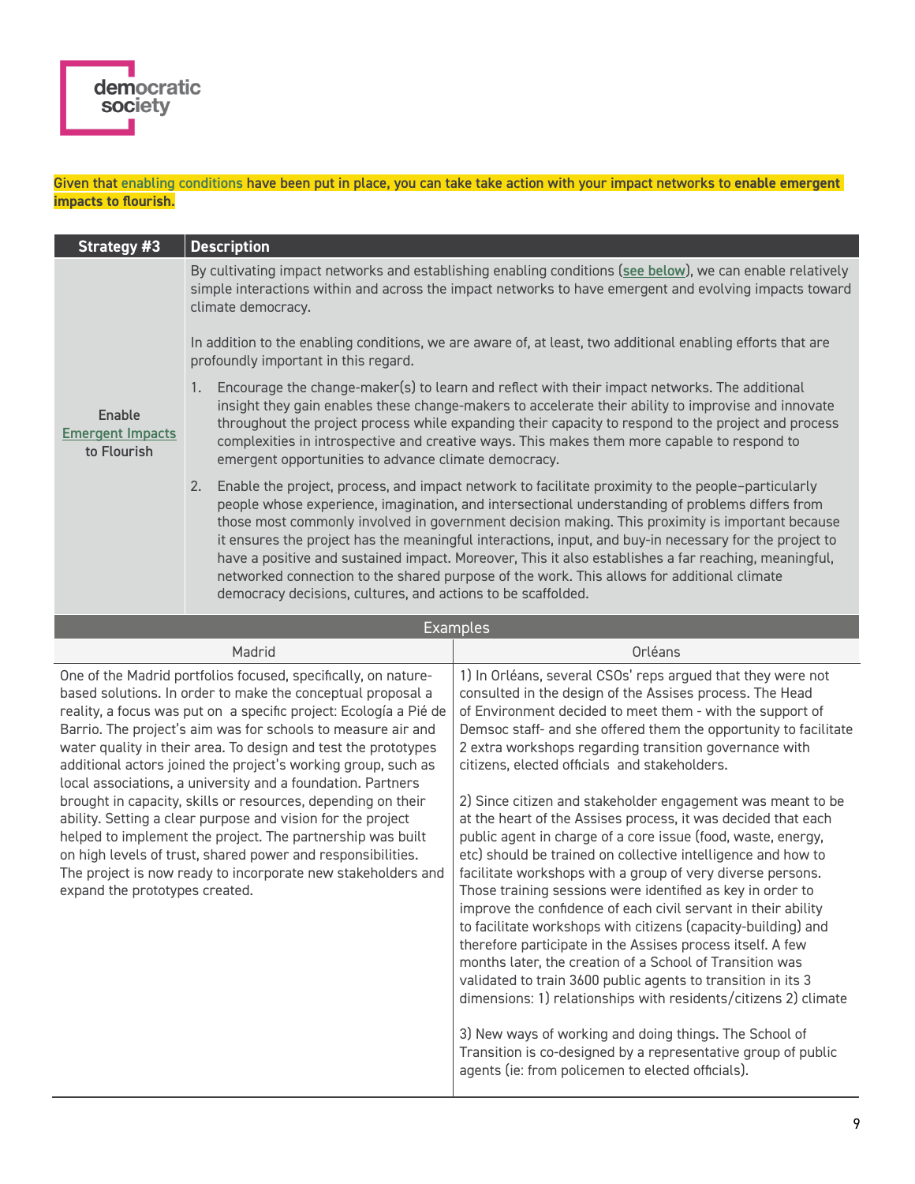**Given that enabling conditions have been put in place, you can take take action with your impact networks to enable emergent impacts to flourish.**

| Strategy #3 | Description |
|---|---|
| Enable Emergent Impacts to Flourish | By cultivating impact networks and establishing enabling conditions (see below), we can enable relatively simple interactions within and across the impact networks to have emergent and evolving impacts toward climate democracy.<br><br>In addition to the enabling conditions, we are aware of, at least, two additional enabling efforts that are profoundly important in this regard.<br><br>1. Encourage the change-maker(s) to learn and reflect with their impact networks. The additional insight they gain enables these change-makers to accelerate their ability to improvise and innovate throughout the project process while expanding their capacity to respond to the project and process complexities in introspective and creative ways. This makes them more capable to respond to emergent opportunities to advance climate democracy.<br><br>2. Enable the project, process, and impact network to facilitate proximity to the people–particularly people whose experience, imagination, and intersectional understanding of problems differs from those most commonly involved in government decision making. This proximity is important because it ensures the project has the meaningful interactions, input, and buy-in necessary for the project to have a positive and sustained impact. Moreover, This it also establishes a far reaching, meaningful, networked connection to the shared purpose of the work. This allows for additional climate democracy decisions, cultures, and actions to be scaffolded. |

**Examples**

| Madrid | Orléans |
|---|---|
| One of the Madrid portfolios focused, specifically, on nature-based solutions. In order to make the conceptual proposal a reality, a focus was put on a specific project: Ecología a Pié de Barrio. The project's aim was for schools to measure air and water quality in their area. To design and test the prototypes additional actors joined the project's working group, such as local associations, a university and a foundation. Partners brought in capacity, skills or resources, depending on their ability. Setting a clear purpose and vision for the project helped to implement the project. The partnership was built on high levels of trust, shared power and responsibilities. The project is now ready to incorporate new stakeholders and expand the prototypes created. | 1) In Orléans, several CSOs' reps argued that they were not consulted in the design of the Assises process. The Head of Environment decided to meet them - with the support of Demsoc staff- and she offered them the opportunity to facilitate 2 extra workshops regarding transition governance with citizens, elected officials and stakeholders.<br><br>2) Since citizen and stakeholder engagement was meant to be at the heart of the Assises process, it was decided that each public agent in charge of a core issue (food, waste, energy, etc) should be trained on collective intelligence and how to facilitate workshops with a group of very diverse persons. Those training sessions were identified as key in order to improve the confidence of each civil servant in their ability to facilitate workshops with citizens (capacity-building) and therefore participate in the Assises process itself. A few months later, the creation of a School of Transition was validated to train 3600 public agents to transition in its 3 dimensions: 1) relationships with residents/citizens 2) climate<br><br>3) New ways of working and doing things. The School of Transition is co-designed by a representative group of public agents (ie: from policemen to elected officials). |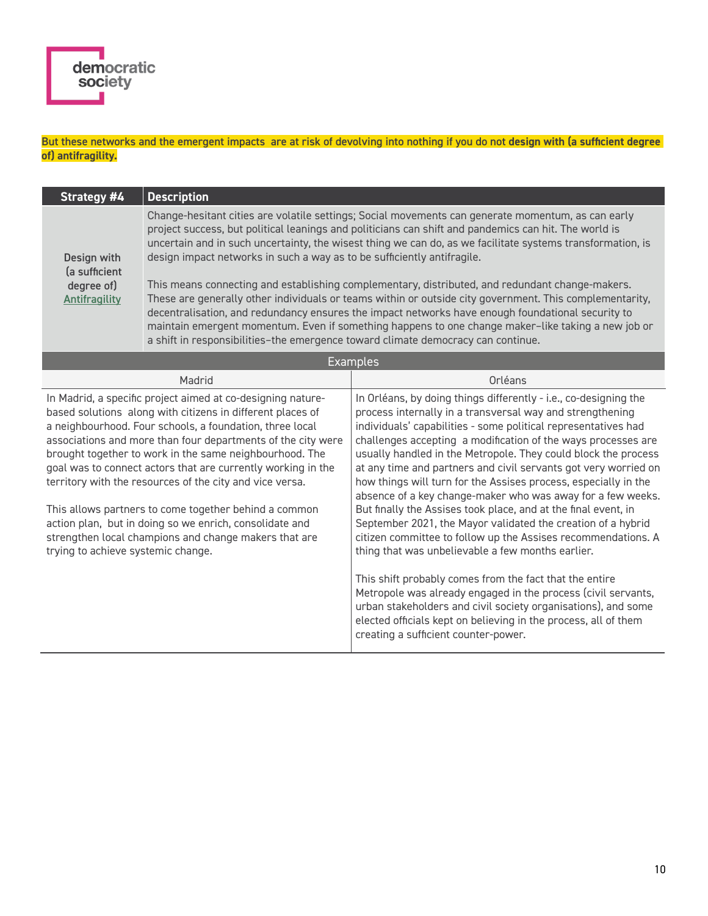**But these networks and the emergent impacts are at risk of devolving into nothing if you do not design with (a sufficient degree of) antifragility.**

| Strategy #4 | Description |
|---|---|
| Design with (a sufficient degree of) Antifragility | Change-hesitant cities are volatile settings; Social movements can generate momentum, as can early project success, but political leanings and politicians can shift and pandemics can hit. The world is uncertain and in such uncertainty, the wisest thing we can do, as we facilitate systems transformation, is design impact networks in such a way as to be sufficiently antifragile.<br><br>This means connecting and establishing complementary, distributed, and redundant change-makers. These are generally other individuals or teams within or outside city government. This complementarity, decentralisation, and redundancy ensures the impact networks have enough foundational security to maintain emergent momentum. Even if something happens to one change maker–like taking a new job or a shift in responsibilities–the emergence toward climate democracy can continue. |

**Examples**

| Madrid | Orléans |
|---|---|
| In Madrid, a specific project aimed at co-designing nature-based solutions along with citizens in different places of a neighbourhood. Four schools, a foundation, three local associations and more than four departments of the city were brought together to work in the same neighbourhood. The goal was to connect actors that are currently working in the territory with the resources of the city and vice versa.<br><br>This allows partners to come together behind a common action plan, but in doing so we enrich, consolidate and strengthen local champions and change makers that are trying to achieve systemic change. | In Orléans, by doing things differently - i.e., co-designing the process internally in a transversal way and strengthening individuals' capabilities - some political representatives had challenges accepting a modification of the ways processes are usually handled in the Metropole. They could block the process at any time and partners and civil servants got very worried on how things will turn for the Assises process, especially in the absence of a key change-maker who was away for a few weeks. But finally the Assises took place, and at the final event, in September 2021, the Mayor validated the creation of a hybrid citizen committee to follow up the Assises recommendations. A thing that was unbelievable a few months earlier.<br><br>This shift probably comes from the fact that the entire Metropole was already engaged in the process (civil servants, urban stakeholders and civil society organisations), and some elected officials kept on believing in the process, all of them creating a sufficient counter-power. |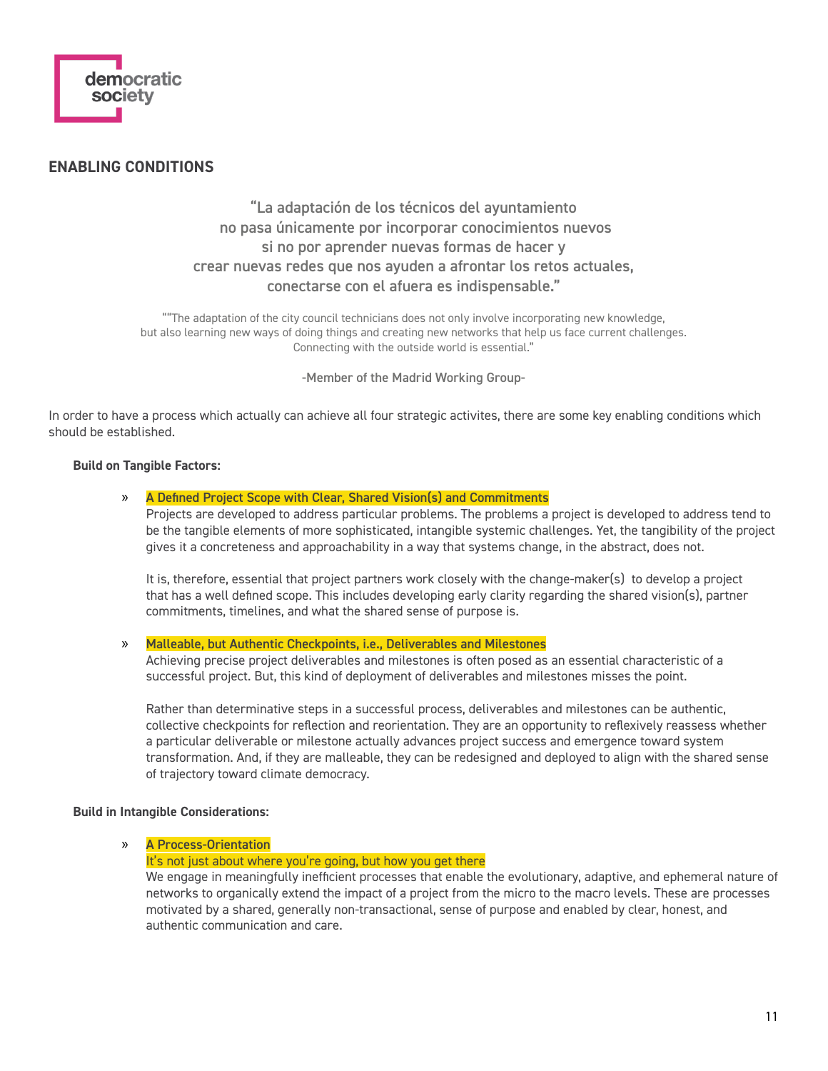## ENABLING CONDITIONS

> "La adaptación de los técnicos del ayuntamiento
> no pasa únicamente por incorporar conocimientos nuevos
> si no por aprender nuevas formas de hacer y
> crear nuevas redes que nos ayuden a afrontar los retos actuales,
> conectarse con el afuera es indispensable."
>
> ""The adaptation of the city council technicians does not only involve incorporating new knowledge,
> but also learning new ways of doing things and creating new networks that help us face current challenges.
> Connecting with the outside world is essential."
>
> **-Member of the Madrid Working Group-**

In order to have a process which actually can achieve all four strategic activites, there are some key enabling conditions which should be established.

**Build on Tangible Factors:**

» **A Defined Project Scope with Clear, Shared Vision(s) and Commitments**
Projects are developed to address particular problems. The problems a project is developed to address tend to be the tangible elements of more sophisticated, intangible systemic challenges. Yet, the tangibility of the project gives it a concreteness and approachability in a way that systems change, in the abstract, does not.

It is, therefore, essential that project partners work closely with the change-maker(s) to develop a project that has a well defined scope. This includes developing early clarity regarding the shared vision(s), partner commitments, timelines, and what the shared sense of purpose is.

» **Malleable, but Authentic Checkpoints, i.e., Deliverables and Milestones**
Achieving precise project deliverables and milestones is often posed as an essential characteristic of a successful project. But, this kind of deployment of deliverables and milestones misses the point.

Rather than determinative steps in a successful process, deliverables and milestones can be authentic, collective checkpoints for reflection and reorientation. They are an opportunity to reflexively reassess whether a particular deliverable or milestone actually advances project success and emergence toward system transformation. And, if they are malleable, they can be redesigned and deployed to align with the shared sense of trajectory toward climate democracy.

**Build in Intangible Considerations:**

» **A Process-Orientation**
It's not just about where you're going, but how you get there
We engage in meaningfully inefficient processes that enable the evolutionary, adaptive, and ephemeral nature of networks to organically extend the impact of a project from the micro to the macro levels. These are processes motivated by a shared, generally non-transactional, sense of purpose and enabled by clear, honest, and authentic communication and care.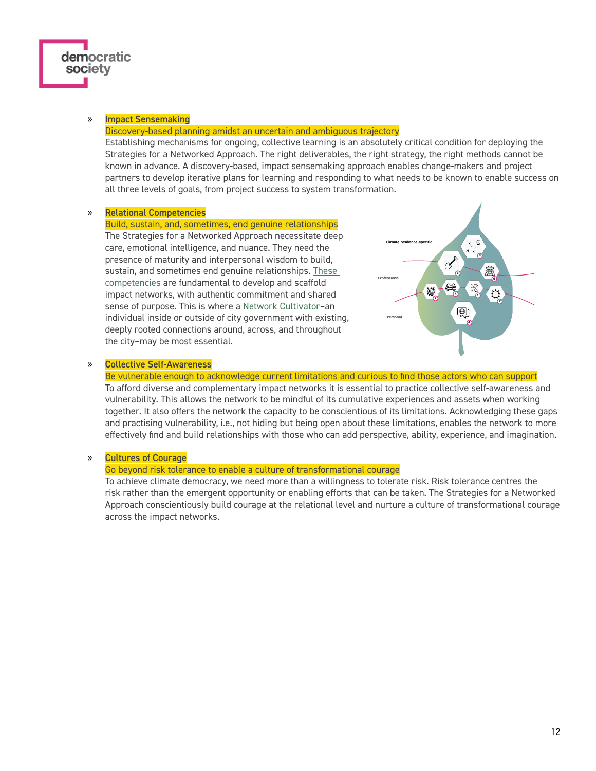» **Impact Sensemaking**
Discovery-based planning amidst an uncertain and ambiguous trajectory
Establishing mechanisms for ongoing, collective learning is an absolutely critical condition for deploying the Strategies for a Networked Approach. The right deliverables, the right strategy, the right methods cannot be known in advance. A discovery-based, impact sensemaking approach enables change-makers and project partners to develop iterative plans for learning and responding to what needs to be known to enable success on all three levels of goals, from project success to system transformation.

» **Relational Competencies**
Build, sustain, and, sometimes, end genuine relationships
The Strategies for a Networked Approach necessitate deep care, emotional intelligence, and nuance. They need the presence of maturity and interpersonal wisdom to build, sustain, and sometimes end genuine relationships. These competencies are fundamental to develop and scaffold impact networks, with authentic commitment and shared sense of purpose. This is where a Network Cultivator–an individual inside or outside of city government with existing, deeply rooted connections around, across, and throughout the city–may be most essential.

Climate resilience-specific

Professional

Personal

» **Collective Self-Awareness**
Be vulnerable enough to acknowledge current limitations and curious to find those actors who can support
To afford diverse and complementary impact networks it is essential to practice collective self-awareness and vulnerability. This allows the network to be mindful of its cumulative experiences and assets when working together. It also offers the network the capacity to be conscientious of its limitations. Acknowledging these gaps and practising vulnerability, i.e., not hiding but being open about these limitations, enables the network to more effectively find and build relationships with those who can add perspective, ability, experience, and imagination.

» **Cultures of Courage**
Go beyond risk tolerance to enable a culture of transformational courage
To achieve climate democracy, we need more than a willingness to tolerate risk. Risk tolerance centres the risk rather than the emergent opportunity or enabling efforts that can be taken. The Strategies for a Networked Approach conscientiously build courage at the relational level and nurture a culture of transformational courage across the impact networks.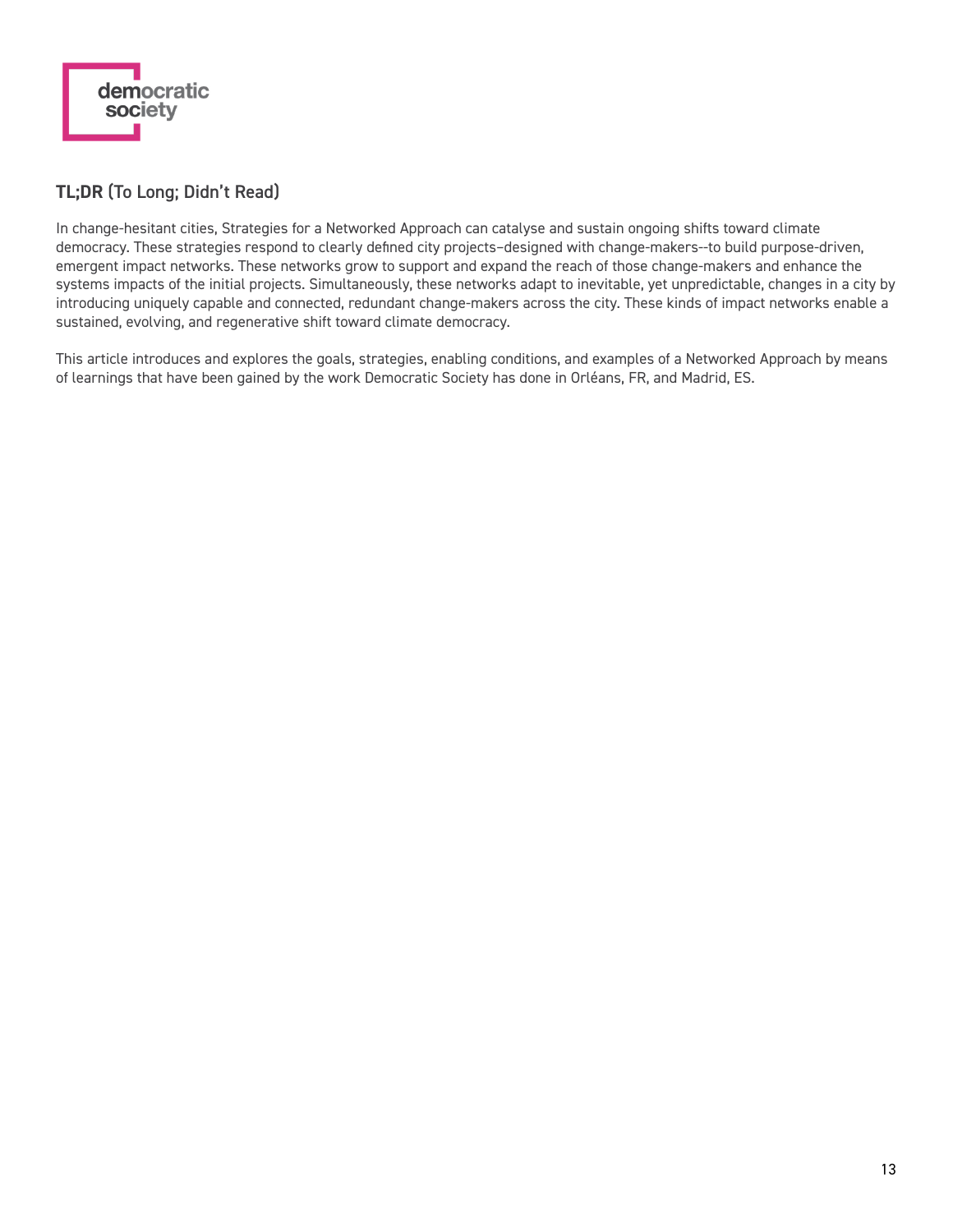### **TL;DR** (To Long; Didn't Read)

In change-hesitant cities, Strategies for a Networked Approach can catalyse and sustain ongoing shifts toward climate democracy. These strategies respond to clearly defined city projects–designed with change-makers--to build purpose-driven, emergent impact networks. These networks grow to support and expand the reach of those change-makers and enhance the systems impacts of the initial projects. Simultaneously, these networks adapt to inevitable, yet unpredictable, changes in a city by introducing uniquely capable and connected, redundant change-makers across the city. These kinds of impact networks enable a sustained, evolving, and regenerative shift toward climate democracy.

This article introduces and explores the goals, strategies, enabling conditions, and examples of a Networked Approach by means of learnings that have been gained by the work Democratic Society has done in Orléans, FR, and Madrid, ES.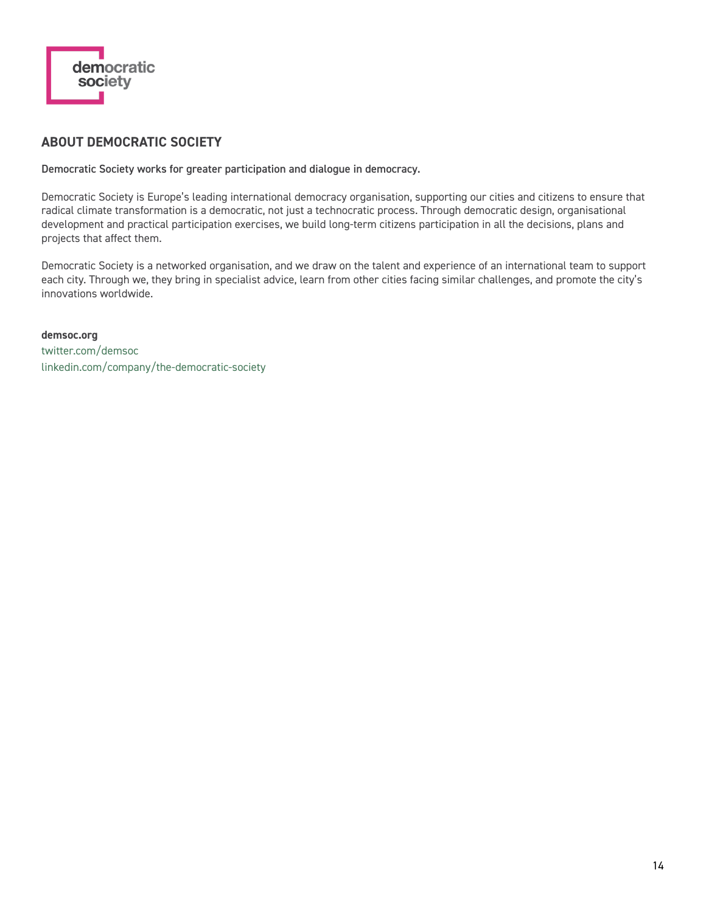## ABOUT DEMOCRATIC SOCIETY

**Democratic Society works for greater participation and dialogue in democracy.**

Democratic Society is Europe's leading international democracy organisation, supporting our cities and citizens to ensure that radical climate transformation is a democratic, not just a technocratic process. Through democratic design, organisational development and practical participation exercises, we build long-term citizens participation in all the decisions, plans and projects that affect them.

Democratic Society is a networked organisation, and we draw on the talent and experience of an international team to support each city. Through we, they bring in specialist advice, learn from other cities facing similar challenges, and promote the city's innovations worldwide.

**demsoc.org**
twitter.com/demsoc
linkedin.com/company/the-democratic-society